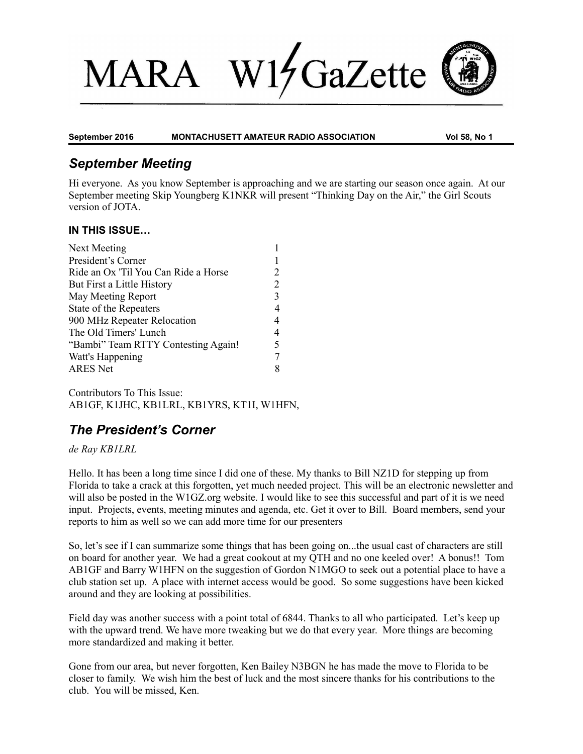# MARA W1GaZette

**September 2016 MONTACHUSETT AMATEUR RADIO ASSOCIATION Vol 58, No 1**

## *September Meeting*

Hi everyone. As you know September is approaching and we are starting our season once again. At our September meeting Skip Youngberg K1NKR will present "Thinking Day on the Air," the Girl Scouts version of JOTA.

### IN THIS ISSUE…

| | |
|---|---|
| Next Meeting | 1 |
| President's Corner | 1 |
| Ride an Ox 'Til You Can Ride a Horse | 2 |
| But First a Little History | 2 |
| May Meeting Report | 3 |
| State of the Repeaters | 4 |
| 900 MHz Repeater Relocation | 4 |
| The Old Timers' Lunch | 4 |
| "Bambi" Team RTTY Contesting Again! | 5 |
| Watt's Happening | 7 |
| ARES Net | 8 |

Contributors To This Issue:
AB1GF, K1JHC, KB1LRL, KB1YRS, KT1I, W1HFN,

## *The President's Corner*

*de Ray KB1LRL*

Hello. It has been a long time since I did one of these. My thanks to Bill NZ1D for stepping up from Florida to take a crack at this forgotten, yet much needed project. This will be an electronic newsletter and will also be posted in the W1GZ.org website. I would like to see this successful and part of it is we need input. Projects, events, meeting minutes and agenda, etc. Get it over to Bill. Board members, send your reports to him as well so we can add more time for our presenters

So, let's see if I can summarize some things that has been going on...the usual cast of characters are still on board for another year. We had a great cookout at my QTH and no one keeled over! A bonus!! Tom AB1GF and Barry W1HFN on the suggestion of Gordon N1MGO to seek out a potential place to have a club station set up. A place with internet access would be good. So some suggestions have been kicked around and they are looking at possibilities.

Field day was another success with a point total of 6844. Thanks to all who participated. Let's keep up with the upward trend. We have more tweaking but we do that every year. More things are becoming more standardized and making it better.

Gone from our area, but never forgotten, Ken Bailey N3BGN he has made the move to Florida to be closer to family. We wish him the best of luck and the most sincere thanks for his contributions to the club. You will be missed, Ken.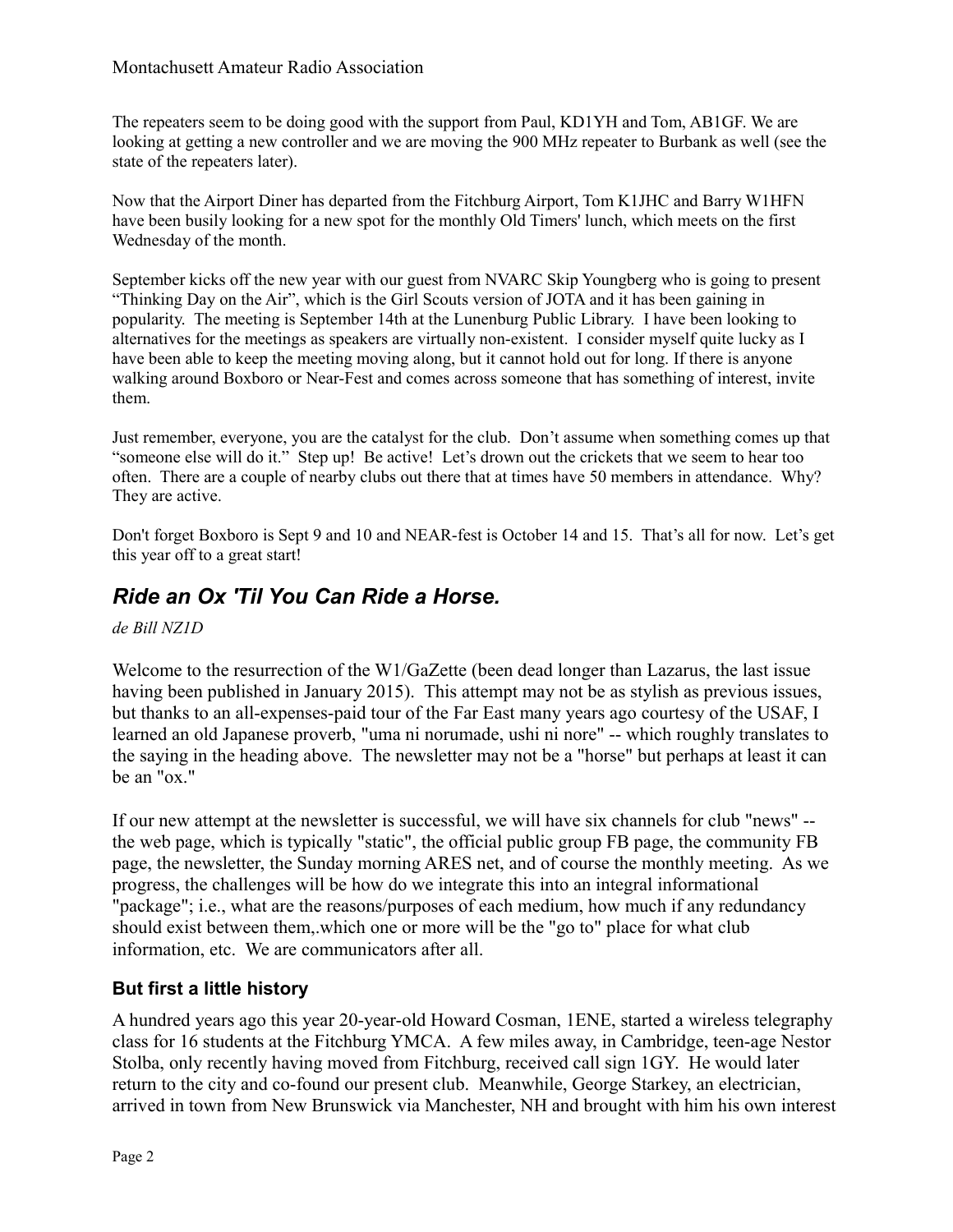The repeaters seem to be doing good with the support from Paul, KD1YH and Tom, AB1GF. We are looking at getting a new controller and we are moving the 900 MHz repeater to Burbank as well (see the state of the repeaters later).

Now that the Airport Diner has departed from the Fitchburg Airport, Tom K1JHC and Barry W1HFN have been busily looking for a new spot for the monthly Old Timers' lunch, which meets on the first Wednesday of the month.

September kicks off the new year with our guest from NVARC Skip Youngberg who is going to present "Thinking Day on the Air", which is the Girl Scouts version of JOTA and it has been gaining in popularity. The meeting is September 14th at the Lunenburg Public Library. I have been looking to alternatives for the meetings as speakers are virtually non-existent. I consider myself quite lucky as I have been able to keep the meeting moving along, but it cannot hold out for long. If there is anyone walking around Boxboro or Near-Fest and comes across someone that has something of interest, invite them.

Just remember, everyone, you are the catalyst for the club. Don't assume when something comes up that "someone else will do it." Step up! Be active! Let's drown out the crickets that we seem to hear too often. There are a couple of nearby clubs out there that at times have 50 members in attendance. Why? They are active.

Don't forget Boxboro is Sept 9 and 10 and NEAR-fest is October 14 and 15. That's all for now. Let's get this year off to a great start!

## *Ride an Ox 'Til You Can Ride a Horse.*

*de Bill NZ1D*

Welcome to the resurrection of the W1/GaZette (been dead longer than Lazarus, the last issue having been published in January 2015). This attempt may not be as stylish as previous issues, but thanks to an all-expenses-paid tour of the Far East many years ago courtesy of the USAF, I learned an old Japanese proverb, "uma ni norumade, ushi ni nore" -- which roughly translates to the saying in the heading above. The newsletter may not be a "horse" but perhaps at least it can be an "ox."

If our new attempt at the newsletter is successful, we will have six channels for club "news" -- the web page, which is typically "static", the official public group FB page, the community FB page, the newsletter, the Sunday morning ARES net, and of course the monthly meeting. As we progress, the challenges will be how do we integrate this into an integral informational "package"; i.e., what are the reasons/purposes of each medium, how much if any redundancy should exist between them,.which one or more will be the "go to" place for what club information, etc. We are communicators after all.

### But first a little history

A hundred years ago this year 20-year-old Howard Cosman, 1ENE, started a wireless telegraphy class for 16 students at the Fitchburg YMCA. A few miles away, in Cambridge, teen-age Nestor Stolba, only recently having moved from Fitchburg, received call sign 1GY. He would later return to the city and co-found our present club. Meanwhile, George Starkey, an electrician, arrived in town from New Brunswick via Manchester, NH and brought with him his own interest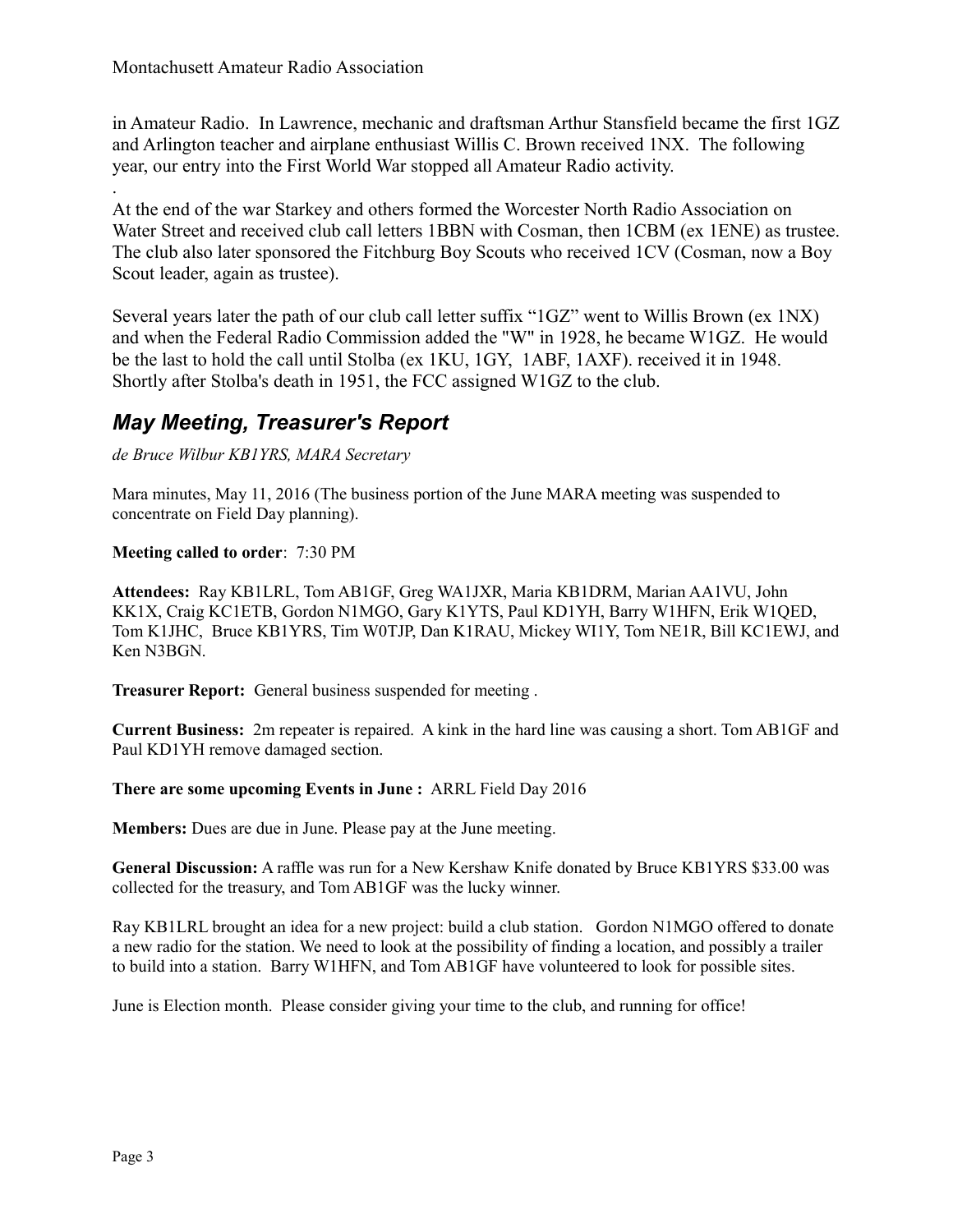in Amateur Radio. In Lawrence, mechanic and draftsman Arthur Stansfield became the first 1GZ and Arlington teacher and airplane enthusiast Willis C. Brown received 1NX. The following year, our entry into the First World War stopped all Amateur Radio activity.

.

At the end of the war Starkey and others formed the Worcester North Radio Association on Water Street and received club call letters 1BBN with Cosman, then 1CBM (ex 1ENE) as trustee. The club also later sponsored the Fitchburg Boy Scouts who received 1CV (Cosman, now a Boy Scout leader, again as trustee).

Several years later the path of our club call letter suffix "1GZ" went to Willis Brown (ex 1NX) and when the Federal Radio Commission added the "W" in 1928, he became W1GZ. He would be the last to hold the call until Stolba (ex 1KU, 1GY, 1ABF, 1AXF). received it in 1948. Shortly after Stolba's death in 1951, the FCC assigned W1GZ to the club.

## *May Meeting, Treasurer's Report*

*de Bruce Wilbur KB1YRS, MARA Secretary*

Mara minutes, May 11, 2016 (The business portion of the June MARA meeting was suspended to concentrate on Field Day planning).

**Meeting called to order**: 7:30 PM

**Attendees:** Ray KB1LRL, Tom AB1GF, Greg WA1JXR, Maria KB1DRM, Marian AA1VU, John KK1X, Craig KC1ETB, Gordon N1MGO, Gary K1YTS, Paul KD1YH, Barry W1HFN, Erik W1QED, Tom K1JHC, Bruce KB1YRS, Tim W0TJP, Dan K1RAU, Mickey WI1Y, Tom NE1R, Bill KC1EWJ, and Ken N3BGN.

**Treasurer Report:** General business suspended for meeting .

**Current Business:** 2m repeater is repaired. A kink in the hard line was causing a short. Tom AB1GF and Paul KD1YH remove damaged section.

**There are some upcoming Events in June :** ARRL Field Day 2016

**Members:** Dues are due in June. Please pay at the June meeting.

**General Discussion:** A raffle was run for a New Kershaw Knife donated by Bruce KB1YRS $33.00 was collected for the treasury, and Tom AB1GF was the lucky winner.

Ray KB1LRL brought an idea for a new project: build a club station. Gordon N1MGO offered to donate a new radio for the station. We need to look at the possibility of finding a location, and possibly a trailer to build into a station. Barry W1HFN, and Tom AB1GF have volunteered to look for possible sites.

June is Election month. Please consider giving your time to the club, and running for office!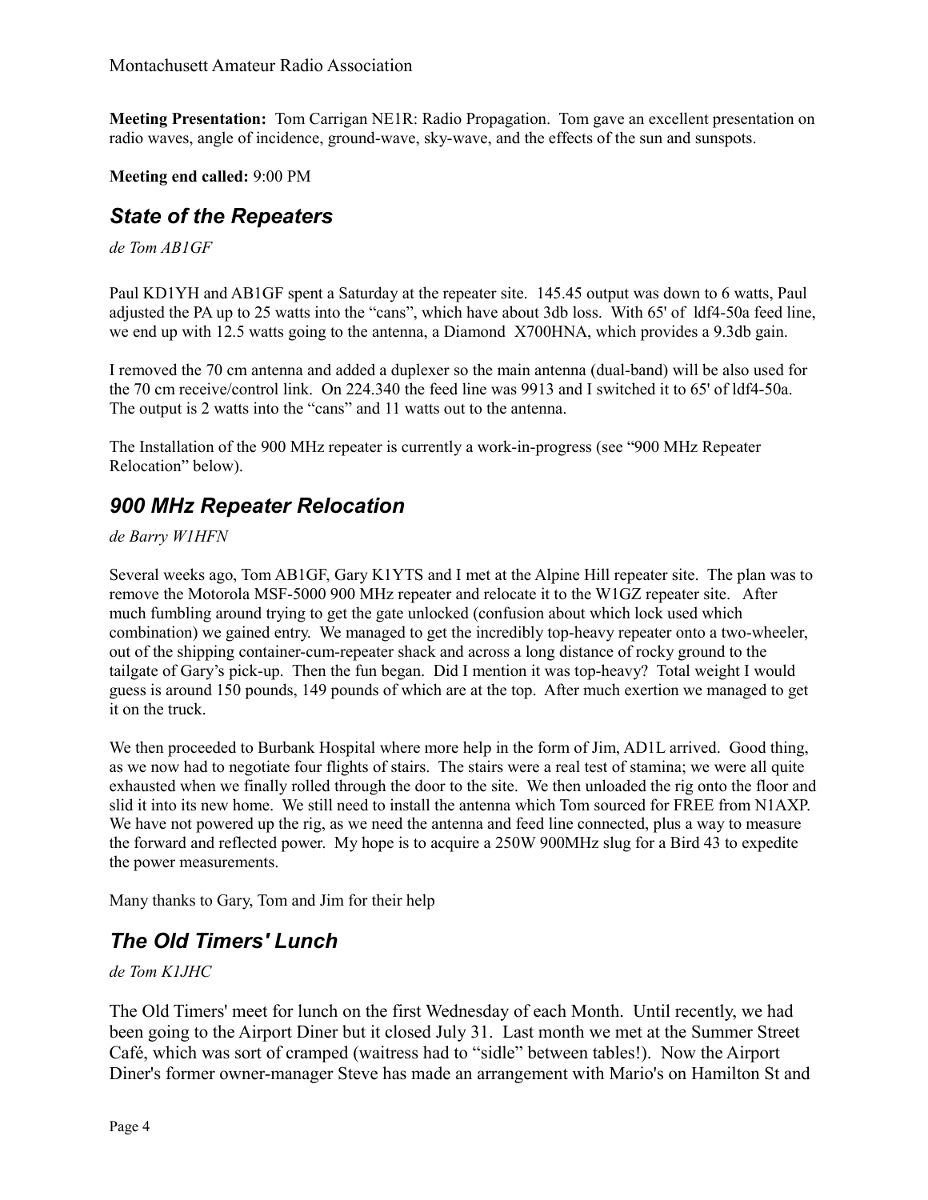**Meeting Presentation:** Tom Carrigan NE1R: Radio Propagation. Tom gave an excellent presentation on radio waves, angle of incidence, ground-wave, sky-wave, and the effects of the sun and sunspots.

**Meeting end called:** 9:00 PM

## *State of the Repeaters*

*de Tom AB1GF*

Paul KD1YH and AB1GF spent a Saturday at the repeater site. 145.45 output was down to 6 watts, Paul adjusted the PA up to 25 watts into the "cans", which have about 3db loss. With 65' of ldf4-50a feed line, we end up with 12.5 watts going to the antenna, a Diamond X700HNA, which provides a 9.3db gain.

I removed the 70 cm antenna and added a duplexer so the main antenna (dual-band) will be also used for the 70 cm receive/control link. On 224.340 the feed line was 9913 and I switched it to 65' of ldf4-50a. The output is 2 watts into the "cans" and 11 watts out to the antenna.

The Installation of the 900 MHz repeater is currently a work-in-progress (see "900 MHz Repeater Relocation" below).

## *900 MHz Repeater Relocation*

*de Barry W1HFN*

Several weeks ago, Tom AB1GF, Gary K1YTS and I met at the Alpine Hill repeater site. The plan was to remove the Motorola MSF-5000 900 MHz repeater and relocate it to the W1GZ repeater site. After much fumbling around trying to get the gate unlocked (confusion about which lock used which combination) we gained entry. We managed to get the incredibly top-heavy repeater onto a two-wheeler, out of the shipping container-cum-repeater shack and across a long distance of rocky ground to the tailgate of Gary's pick-up. Then the fun began. Did I mention it was top-heavy? Total weight I would guess is around 150 pounds, 149 pounds of which are at the top. After much exertion we managed to get it on the truck.

We then proceeded to Burbank Hospital where more help in the form of Jim, AD1L arrived. Good thing, as we now had to negotiate four flights of stairs. The stairs were a real test of stamina; we were all quite exhausted when we finally rolled through the door to the site. We then unloaded the rig onto the floor and slid it into its new home. We still need to install the antenna which Tom sourced for FREE from N1AXP. We have not powered up the rig, as we need the antenna and feed line connected, plus a way to measure the forward and reflected power. My hope is to acquire a 250W 900MHz slug for a Bird 43 to expedite the power measurements.

Many thanks to Gary, Tom and Jim for their help

## *The Old Timers' Lunch*

*de Tom K1JHC*

The Old Timers' meet for lunch on the first Wednesday of each Month. Until recently, we had been going to the Airport Diner but it closed July 31. Last month we met at the Summer Street Café, which was sort of cramped (waitress had to "sidle" between tables!). Now the Airport Diner's former owner-manager Steve has made an arrangement with Mario's on Hamilton St and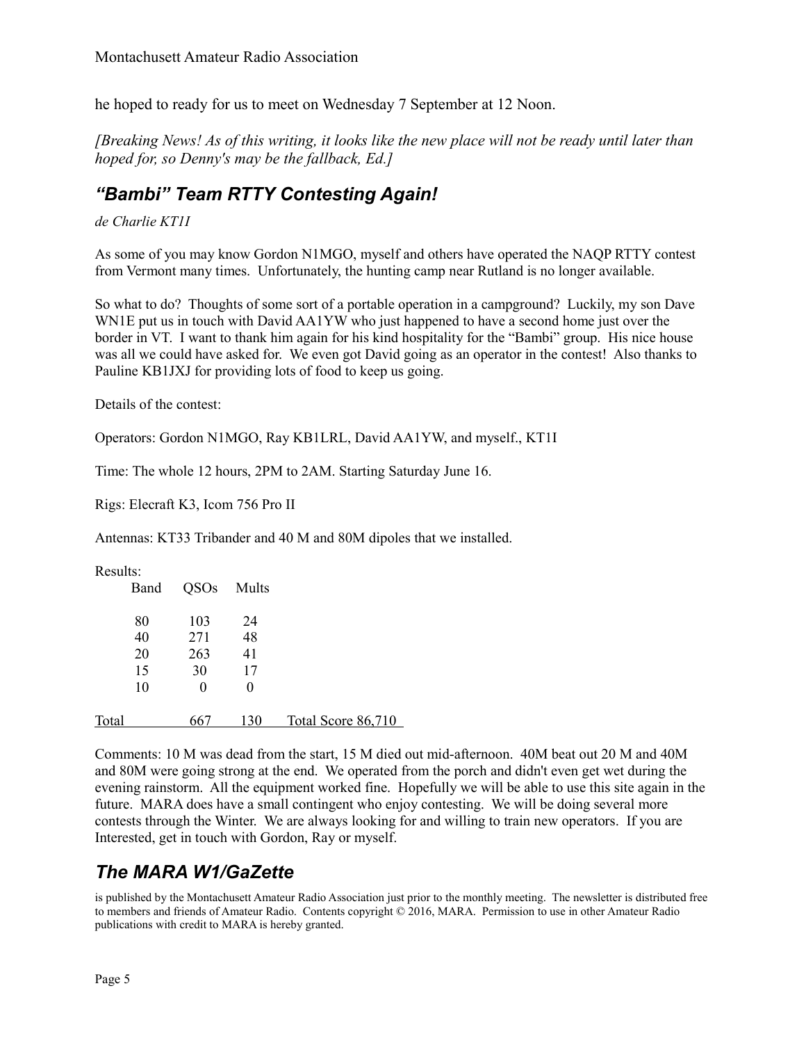he hoped to ready for us to meet on Wednesday 7 September at 12 Noon.

*[Breaking News! As of this writing, it looks like the new place will not be ready until later than hoped for, so Denny's may be the fallback, Ed.]*

## *"Bambi" Team RTTY Contesting Again!*

*de Charlie KT1I*

As some of you may know Gordon N1MGO, myself and others have operated the NAQP RTTY contest from Vermont many times. Unfortunately, the hunting camp near Rutland is no longer available.

So what to do? Thoughts of some sort of a portable operation in a campground? Luckily, my son Dave WN1E put us in touch with David AA1YW who just happened to have a second home just over the border in VT. I want to thank him again for his kind hospitality for the "Bambi" group. His nice house was all we could have asked for. We even got David going as an operator in the contest! Also thanks to Pauline KB1JXJ for providing lots of food to keep us going.

Details of the contest:

Operators: Gordon N1MGO, Ray KB1LRL, David AA1YW, and myself., KT1I

Time: The whole 12 hours, 2PM to 2AM. Starting Saturday June 16.

Rigs: Elecraft K3, Icom 756 Pro II

Antennas: KT33 Tribander and 40 M and 80M dipoles that we installed.

Results:

| Band | QSOs | Mults | |
|---|---|---|---|
| 80 | 103 | 24 | |
| 40 | 271 | 48 | |
| 20 | 263 | 41 | |
| 15 | 30 | 17 | |
| 10 | 0 | 0 | |
| Total | 667 | 130 | Total Score 86,710 |

Comments: 10 M was dead from the start, 15 M died out mid-afternoon. 40M beat out 20 M and 40M and 80M were going strong at the end. We operated from the porch and didn't even get wet during the evening rainstorm. All the equipment worked fine. Hopefully we will be able to use this site again in the future. MARA does have a small contingent who enjoy contesting. We will be doing several more contests through the Winter. We are always looking for and willing to train new operators. If you are Interested, get in touch with Gordon, Ray or myself.

## *The MARA W1/GaZette*

is published by the Montachusett Amateur Radio Association just prior to the monthly meeting. The newsletter is distributed free to members and friends of Amateur Radio. Contents copyright © 2016, MARA. Permission to use in other Amateur Radio publications with credit to MARA is hereby granted.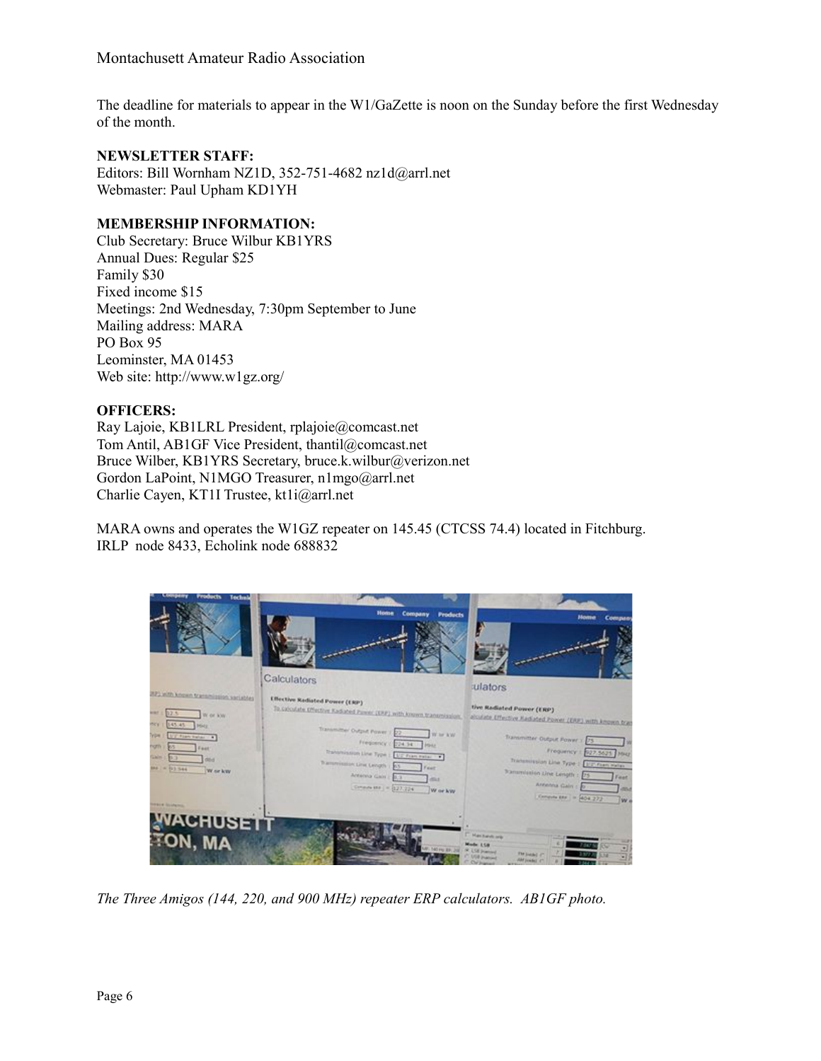The deadline for materials to appear in the W1/GaZette is noon on the Sunday before the first Wednesday of the month.

**NEWSLETTER STAFF:**
Editors: Bill Wornham NZ1D, 352-751-4682 nz1d@arrl.net
Webmaster: Paul Upham KD1YH

**MEMBERSHIP INFORMATION:**
Club Secretary: Bruce Wilbur KB1YRS
Annual Dues: Regular $25
Family $30
Fixed income $15
Meetings: 2nd Wednesday, 7:30pm September to June
Mailing address: MARA
PO Box 95
Leominster, MA 01453
Web site: http://www.w1gz.org/

**OFFICERS:**
Ray Lajoie, KB1LRL President, rplajoie@comcast.net
Tom Antil, AB1GF Vice President, thantil@comcast.net
Bruce Wilber, KB1YRS Secretary, bruce.k.wilbur@verizon.net
Gordon LaPoint, N1MGO Treasurer, n1mgo@arrl.net
Charlie Cayen, KT1I Trustee, kt1i@arrl.net

MARA owns and operates the W1GZ repeater on 145.45 (CTCSS 74.4) located in Fitchburg.
IRLP node 8433, Echolink node 688832

*The Three Amigos (144, 220, and 900 MHz) repeater ERP calculators. AB1GF photo.*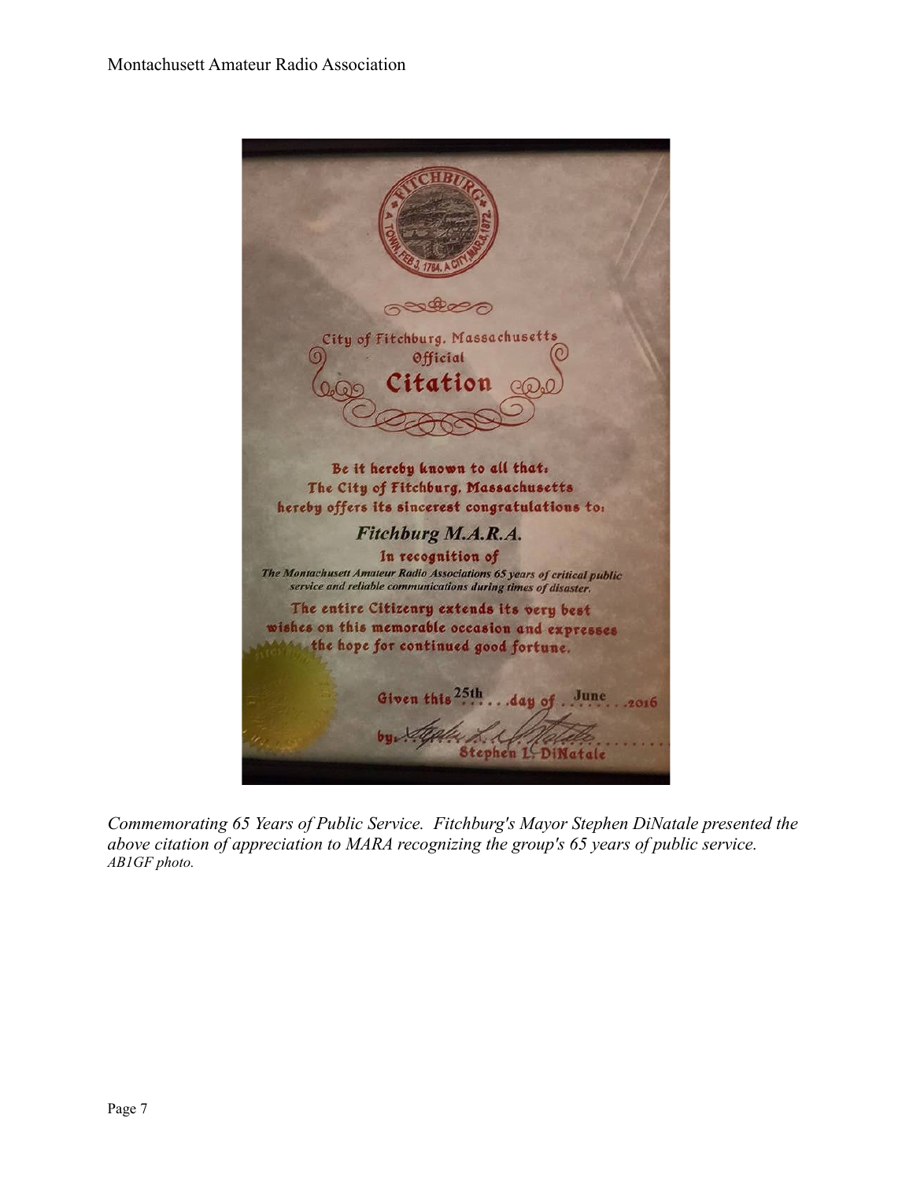City of Fitchburg, Massachusetts
Official
**Citation**

Be it hereby known to all that:
The City of Fitchburg, Massachusetts
hereby offers its sincerest congratulations to:

**Fitchburg M.A.R.A.**

In recognition of
*The Montachusett Amateur Radio Associations 65 years of critical public service and reliable communications during times of disaster.*

The entire Citizenry extends its very best wishes on this memorable occasion and expresses the hope for continued good fortune.

Given this 25th day of June 2016

by: Stephen L. DiNatale

*Commemorating 65 Years of Public Service. Fitchburg's Mayor Stephen DiNatale presented the above citation of appreciation to MARA recognizing the group's 65 years of public service.*
*AB1GF photo.*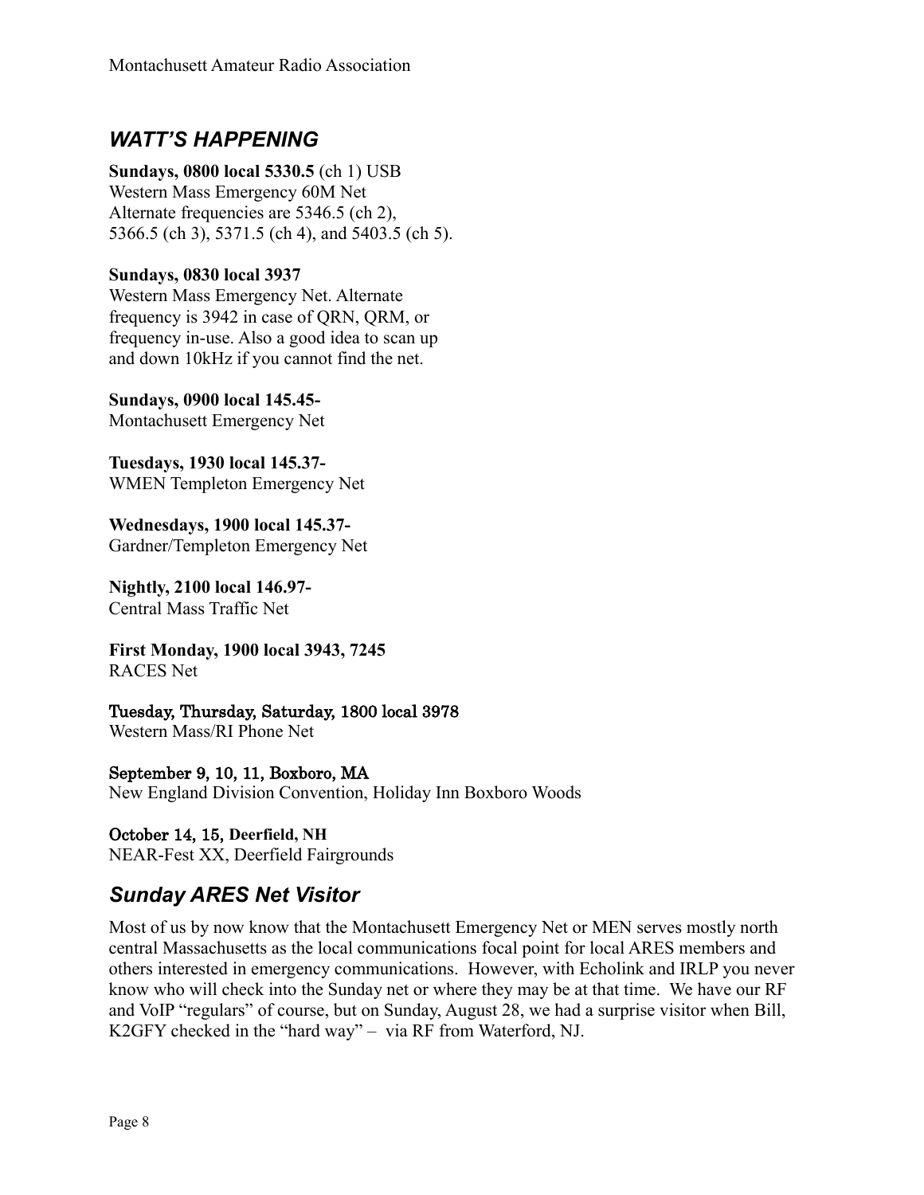## *WATT'S HAPPENING*

**Sundays, 0800 local 5330.5** (ch 1) USB
Western Mass Emergency 60M Net
Alternate frequencies are 5346.5 (ch 2), 5366.5 (ch 3), 5371.5 (ch 4), and 5403.5 (ch 5).

**Sundays, 0830 local 3937**
Western Mass Emergency Net. Alternate frequency is 3942 in case of QRN, QRM, or frequency in-use. Also a good idea to scan up and down 10kHz if you cannot find the net.

**Sundays, 0900 local 145.45-**
Montachusett Emergency Net

**Tuesdays, 1930 local 145.37-**
WMEN Templeton Emergency Net

**Wednesdays, 1900 local 145.37-**
Gardner/Templeton Emergency Net

**Nightly, 2100 local 146.97-**
Central Mass Traffic Net

**First Monday, 1900 local 3943, 7245**
RACES Net

**Tuesday, Thursday, Saturday, 1800 local 3978**
Western Mass/RI Phone Net

**September 9, 10, 11, Boxboro, MA**
New England Division Convention, Holiday Inn Boxboro Woods

**October 14, 15, Deerfield, NH**
NEAR-Fest XX, Deerfield Fairgrounds

## *Sunday ARES Net Visitor*

Most of us by now know that the Montachusett Emergency Net or MEN serves mostly north central Massachusetts as the local communications focal point for local ARES members and others interested in emergency communications. However, with Echolink and IRLP you never know who will check into the Sunday net or where they may be at that time. We have our RF and VoIP "regulars" of course, but on Sunday, August 28, we had a surprise visitor when Bill, K2GFY checked in the "hard way" – via RF from Waterford, NJ.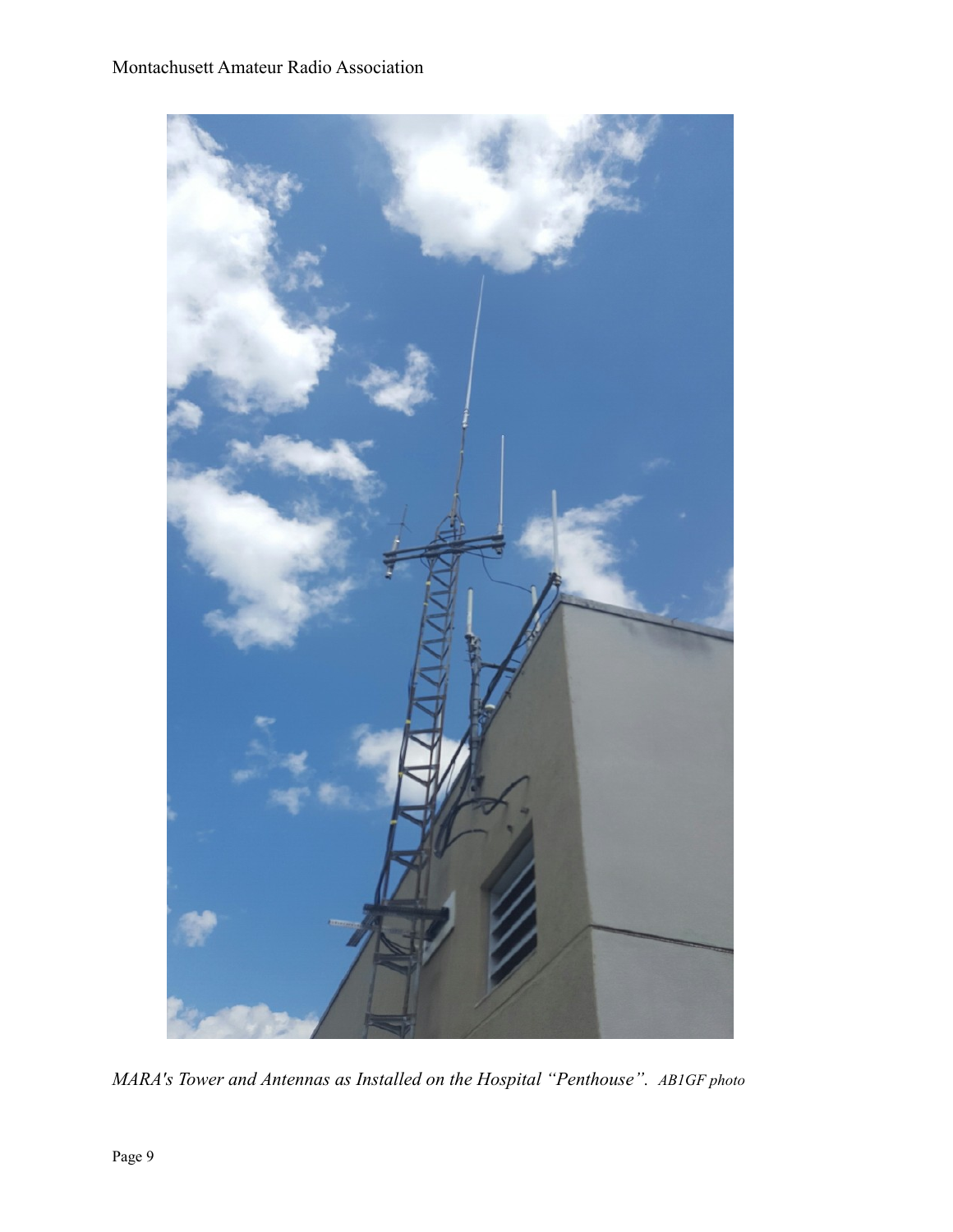*MARA's Tower and Antennas as Installed on the Hospital "Penthouse". AB1GF photo*